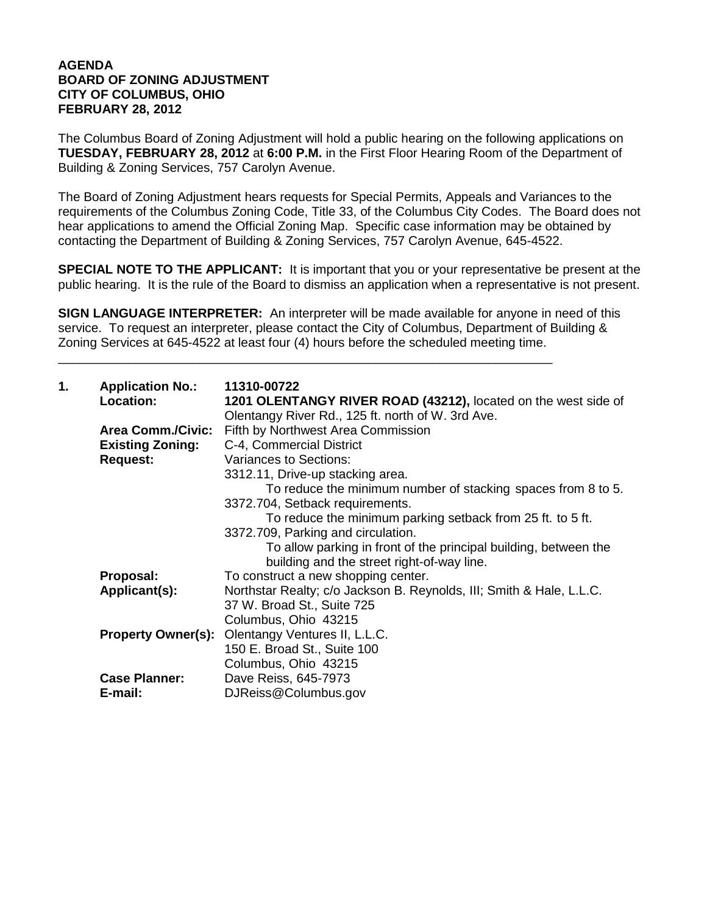**AGENDA**
**BOARD OF ZONING ADJUSTMENT**
**CITY OF COLUMBUS, OHIO**
**FEBRUARY 28, 2012**

The Columbus Board of Zoning Adjustment will hold a public hearing on the following applications on **TUESDAY, FEBRUARY 28, 2012** at **6:00 P.M.** in the First Floor Hearing Room of the Department of Building & Zoning Services, 757 Carolyn Avenue.

The Board of Zoning Adjustment hears requests for Special Permits, Appeals and Variances to the requirements of the Columbus Zoning Code, Title 33, of the Columbus City Codes. The Board does not hear applications to amend the Official Zoning Map. Specific case information may be obtained by contacting the Department of Building & Zoning Services, 757 Carolyn Avenue, 645-4522.

**SPECIAL NOTE TO THE APPLICANT:** It is important that you or your representative be present at the public hearing. It is the rule of the Board to dismiss an application when a representative is not present.

**SIGN LANGUAGE INTERPRETER:** An interpreter will be made available for anyone in need of this service. To request an interpreter, please contact the City of Columbus, Department of Building & Zoning Services at 645-4522 at least four (4) hours before the scheduled meeting time.

---

**1. Application No.:** **11310-00722**
**Location:** **1201 OLENTANGY RIVER ROAD (43212),** located on the west side of Olentangy River Rd., 125 ft. north of W. 3rd Ave.
**Area Comm./Civic:** Fifth by Northwest Area Commission
**Existing Zoning:** C-4, Commercial District
**Request:** Variances to Sections:
3312.11, Drive-up stacking area.
To reduce the minimum number of stacking spaces from 8 to 5.
3372.704, Setback requirements.
To reduce the minimum parking setback from 25 ft. to 5 ft.
3372.709, Parking and circulation.
To allow parking in front of the principal building, between the building and the street right-of-way line.
**Proposal:** To construct a new shopping center.
**Applicant(s):** Northstar Realty; c/o Jackson B. Reynolds, III; Smith & Hale, L.L.C.
37 W. Broad St., Suite 725
Columbus, Ohio 43215
**Property Owner(s):** Olentangy Ventures II, L.L.C.
150 E. Broad St., Suite 100
Columbus, Ohio 43215
**Case Planner:** Dave Reiss, 645-7973
**E-mail:** DJReiss@Columbus.gov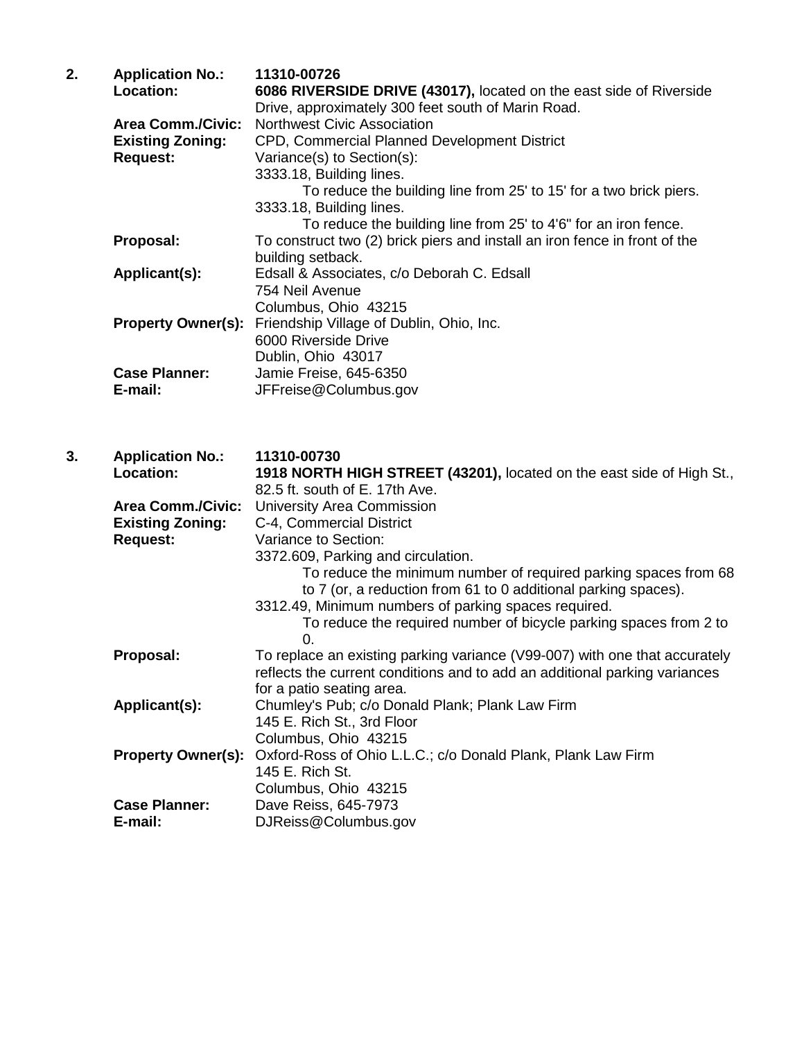2\. **Application No.:** **11310-00726**
**Location:** **6086 RIVERSIDE DRIVE (43017),** located on the east side of Riverside Drive, approximately 300 feet south of Marin Road.
**Area Comm./Civic:** Northwest Civic Association
**Existing Zoning:** CPD, Commercial Planned Development District
**Request:** Variance(s) to Section(s):
3333.18, Building lines.
To reduce the building line from 25' to 15' for a two brick piers.
3333.18, Building lines.
To reduce the building line from 25' to 4'6" for an iron fence.
**Proposal:** To construct two (2) brick piers and install an iron fence in front of the building setback.
**Applicant(s):** Edsall & Associates, c/o Deborah C. Edsall
754 Neil Avenue
Columbus, Ohio 43215
**Property Owner(s):** Friendship Village of Dublin, Ohio, Inc.
6000 Riverside Drive
Dublin, Ohio 43017
**Case Planner:** Jamie Freise, 645-6350
**E-mail:** JFFreise@Columbus.gov

3\. **Application No.:** **11310-00730**
**Location:** **1918 NORTH HIGH STREET (43201),** located on the east side of High St., 82.5 ft. south of E. 17th Ave.
**Area Comm./Civic:** University Area Commission
**Existing Zoning:** C-4, Commercial District
**Request:** Variance to Section:
3372.609, Parking and circulation.
To reduce the minimum number of required parking spaces from 68 to 7 (or, a reduction from 61 to 0 additional parking spaces).
3312.49, Minimum numbers of parking spaces required.
To reduce the required number of bicycle parking spaces from 2 to 0.
**Proposal:** To replace an existing parking variance (V99-007) with one that accurately reflects the current conditions and to add an additional parking variances for a patio seating area.
**Applicant(s):** Chumley's Pub; c/o Donald Plank; Plank Law Firm
145 E. Rich St., 3rd Floor
Columbus, Ohio 43215
**Property Owner(s):** Oxford-Ross of Ohio L.L.C.; c/o Donald Plank, Plank Law Firm
145 E. Rich St.
Columbus, Ohio 43215
**Case Planner:** Dave Reiss, 645-7973
**E-mail:** DJReiss@Columbus.gov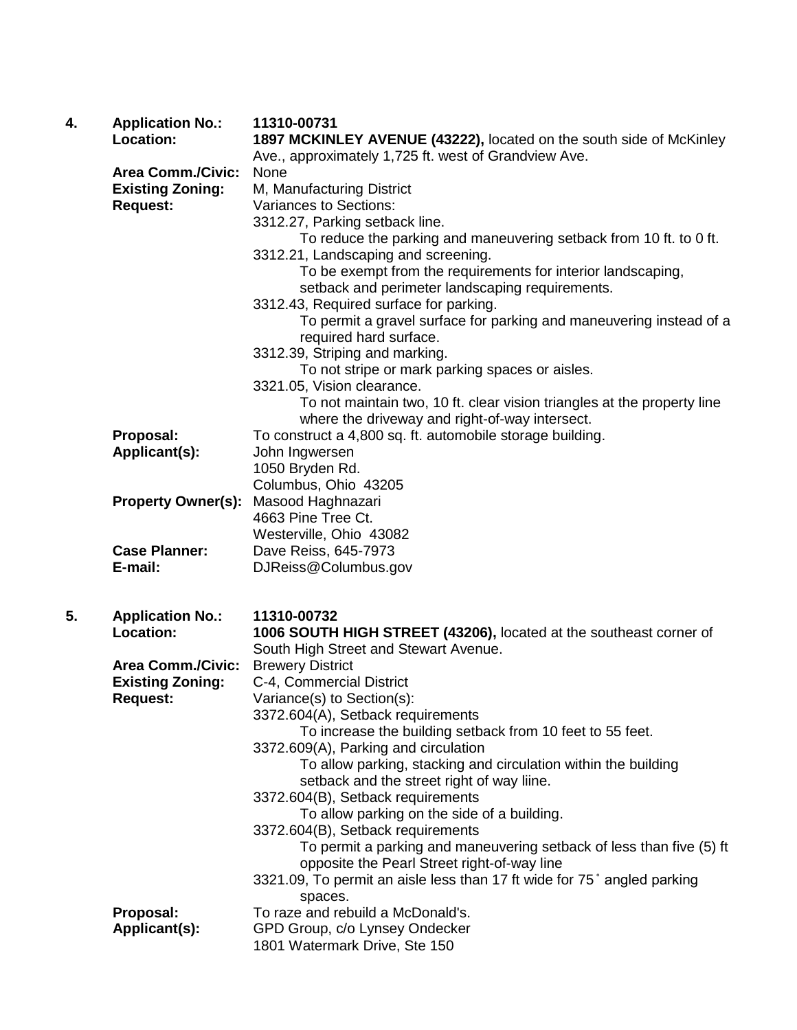**4.** **Application No.:** **11310-00731**

**Location:** **1897 MCKINLEY AVENUE (43222),** located on the south side of McKinley Ave., approximately 1,725 ft. west of Grandview Ave.

**Area Comm./Civic:** None

**Existing Zoning:** M, Manufacturing District

**Request:** Variances to Sections:

3312.27, Parking setback line.
  To reduce the parking and maneuvering setback from 10 ft. to 0 ft.

3312.21, Landscaping and screening.
  To be exempt from the requirements for interior landscaping, setback and perimeter landscaping requirements.

3312.43, Required surface for parking.
  To permit a gravel surface for parking and maneuvering instead of a required hard surface.

3312.39, Striping and marking.
  To not stripe or mark parking spaces or aisles.

3321.05, Vision clearance.
  To not maintain two, 10 ft. clear vision triangles at the property line where the driveway and right-of-way intersect.

**Proposal:** To construct a 4,800 sq. ft. automobile storage building.

**Applicant(s):** John Ingwersen
1050 Bryden Rd.
Columbus, Ohio 43205

**Property Owner(s):** Masood Haghnazari
4663 Pine Tree Ct.
Westerville, Ohio 43082

**Case Planner:** Dave Reiss, 645-7973

**E-mail:** DJReiss@Columbus.gov

**5.** **Application No.:** **11310-00732**

**Location:** **1006 SOUTH HIGH STREET (43206),** located at the southeast corner of South High Street and Stewart Avenue.

**Area Comm./Civic:** Brewery District

**Existing Zoning:** C-4, Commercial District

**Request:** Variance(s) to Section(s):

3372.604(A), Setback requirements
  To increase the building setback from 10 feet to 55 feet.

3372.609(A), Parking and circulation
  To allow parking, stacking and circulation within the building setback and the street right of way liine.

3372.604(B), Setback requirements
  To allow parking on the side of a building.

3372.604(B), Setback requirements
  To permit a parking and maneuvering setback of less than five (5) ft opposite the Pearl Street right-of-way line

3321.09, To permit an aisle less than 17 ft wide for 75˚ angled parking spaces.

**Proposal:** To raze and rebuild a McDonald's.

**Applicant(s):** GPD Group, c/o Lynsey Ondecker
1801 Watermark Drive, Ste 150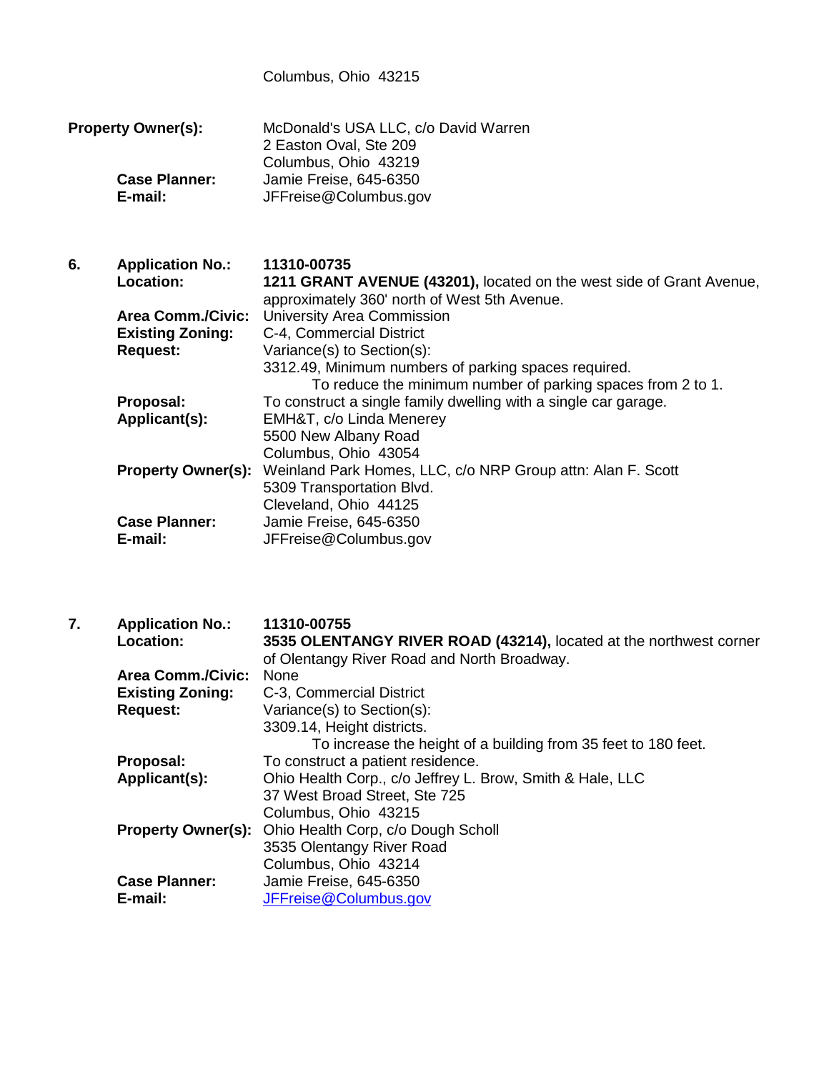Columbus, Ohio 43215

**Property Owner(s):** McDonald's USA LLC, c/o David Warren
2 Easton Oval, Ste 209
Columbus, Ohio 43219
**Case Planner:** Jamie Freise, 645-6350
**E-mail:** JFFreise@Columbus.gov

**6. Application No.:** **11310-00735**
**Location:** **1211 GRANT AVENUE (43201),** located on the west side of Grant Avenue, approximately 360' north of West 5th Avenue.
**Area Comm./Civic:** University Area Commission
**Existing Zoning:** C-4, Commercial District
**Request:** Variance(s) to Section(s):
3312.49, Minimum numbers of parking spaces required.
To reduce the minimum number of parking spaces from 2 to 1.
**Proposal:** To construct a single family dwelling with a single car garage.
**Applicant(s):** EMH&T, c/o Linda Menerey
5500 New Albany Road
Columbus, Ohio 43054
**Property Owner(s):** Weinland Park Homes, LLC, c/o NRP Group attn: Alan F. Scott
5309 Transportation Blvd.
Cleveland, Ohio 44125
**Case Planner:** Jamie Freise, 645-6350
**E-mail:** JFFreise@Columbus.gov

**7. Application No.:** **11310-00755**
**Location:** **3535 OLENTANGY RIVER ROAD (43214),** located at the northwest corner of Olentangy River Road and North Broadway.
**Area Comm./Civic:** None
**Existing Zoning:** C-3, Commercial District
**Request:** Variance(s) to Section(s):
3309.14, Height districts.
To increase the height of a building from 35 feet to 180 feet.
**Proposal:** To construct a patient residence.
**Applicant(s):** Ohio Health Corp., c/o Jeffrey L. Brow, Smith & Hale, LLC
37 West Broad Street, Ste 725
Columbus, Ohio 43215
**Property Owner(s):** Ohio Health Corp, c/o Dough Scholl
3535 Olentangy River Road
Columbus, Ohio 43214
**Case Planner:** Jamie Freise, 645-6350
**E-mail:** JFFreise@Columbus.gov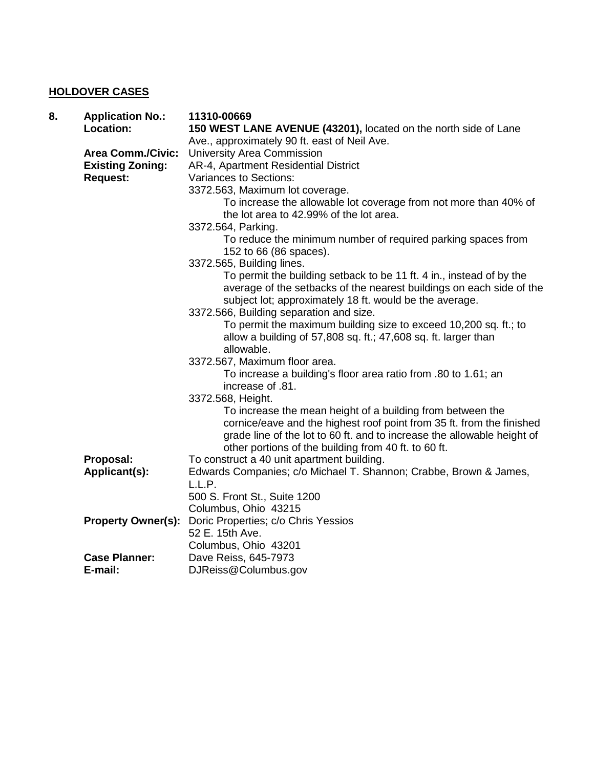## HOLDOVER CASES

**8. Application No.:** **11310-00669**

**Location:** **150 WEST LANE AVENUE (43201),** located on the north side of Lane Ave., approximately 90 ft. east of Neil Ave.

**Area Comm./Civic:** University Area Commission

**Existing Zoning:** AR-4, Apartment Residential District

**Request:** Variances to Sections:

3372.563, Maximum lot coverage.
: To increase the allowable lot coverage from not more than 40% of the lot area to 42.99% of the lot area.

3372.564, Parking.
: To reduce the minimum number of required parking spaces from 152 to 66 (86 spaces).

3372.565, Building lines.
: To permit the building setback to be 11 ft. 4 in., instead of by the average of the setbacks of the nearest buildings on each side of the subject lot; approximately 18 ft. would be the average.

3372.566, Building separation and size.
: To permit the maximum building size to exceed 10,200 sq. ft.; to allow a building of 57,808 sq. ft.; 47,608 sq. ft. larger than allowable.

3372.567, Maximum floor area.
: To increase a building's floor area ratio from .80 to 1.61; an increase of .81.

3372.568, Height.
: To increase the mean height of a building from between the cornice/eave and the highest roof point from 35 ft. from the finished grade line of the lot to 60 ft. and to increase the allowable height of other portions of the building from 40 ft. to 60 ft.

**Proposal:** To construct a 40 unit apartment building.

**Applicant(s):** Edwards Companies; c/o Michael T. Shannon; Crabbe, Brown & James, L.L.P.
500 S. Front St., Suite 1200
Columbus, Ohio 43215

**Property Owner(s):** Doric Properties; c/o Chris Yessios
52 E. 15th Ave.
Columbus, Ohio 43201

**Case Planner:** Dave Reiss, 645-7973

**E-mail:** DJReiss@Columbus.gov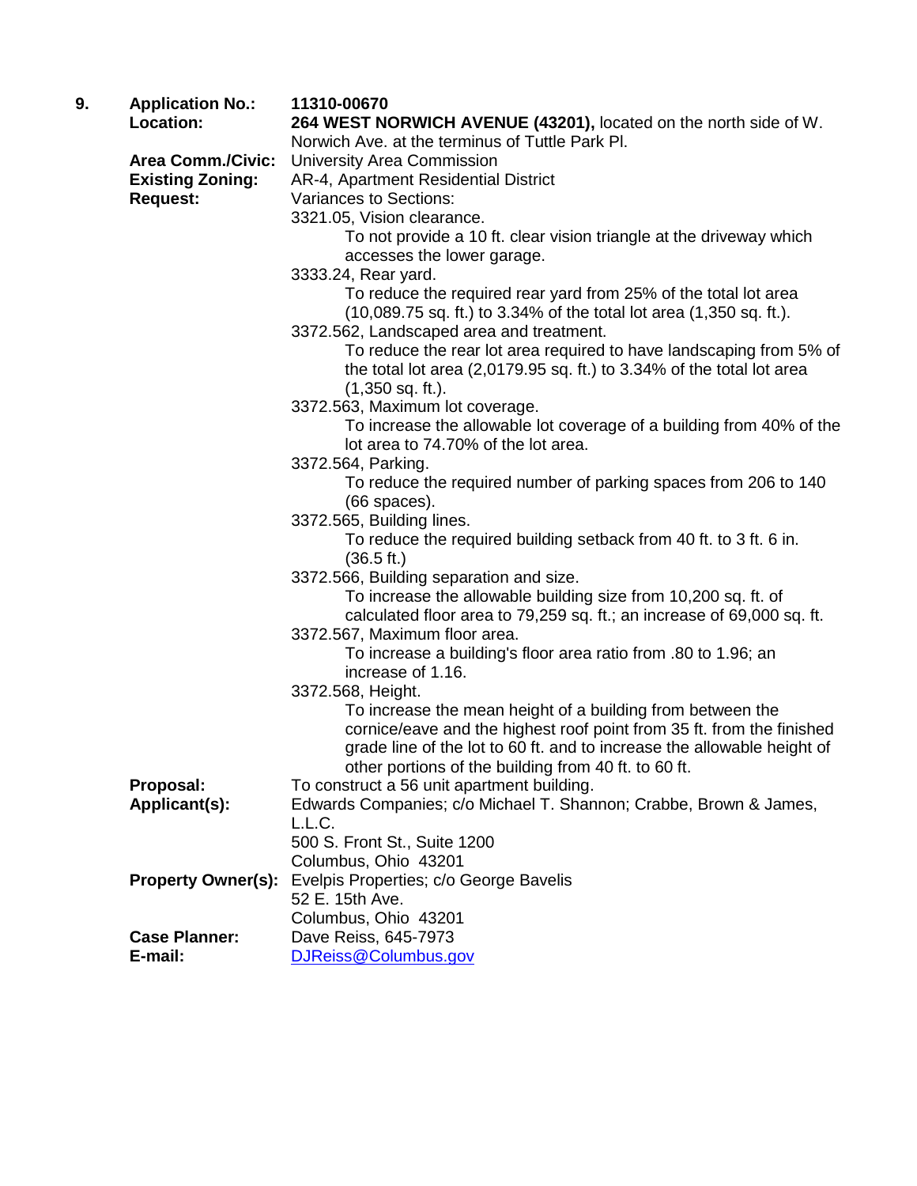**9.**

**Application No.:** **11310-00670**

**Location:** **264 WEST NORWICH AVENUE (43201),** located on the north side of W. Norwich Ave. at the terminus of Tuttle Park Pl.

**Area Comm./Civic:** University Area Commission

**Existing Zoning:** AR-4, Apartment Residential District

**Request:** Variances to Sections:

3321.05, Vision clearance.
To not provide a 10 ft. clear vision triangle at the driveway which accesses the lower garage.

3333.24, Rear yard.
To reduce the required rear yard from 25% of the total lot area (10,089.75 sq. ft.) to 3.34% of the total lot area (1,350 sq. ft.).

3372.562, Landscaped area and treatment.
To reduce the rear lot area required to have landscaping from 5% of the total lot area (2,0179.95 sq. ft.) to 3.34% of the total lot area (1,350 sq. ft.).

3372.563, Maximum lot coverage.
To increase the allowable lot coverage of a building from 40% of the lot area to 74.70% of the lot area.

3372.564, Parking.
To reduce the required number of parking spaces from 206 to 140 (66 spaces).

3372.565, Building lines.
To reduce the required building setback from 40 ft. to 3 ft. 6 in. (36.5 ft.)

3372.566, Building separation and size.
To increase the allowable building size from 10,200 sq. ft. of calculated floor area to 79,259 sq. ft.; an increase of 69,000 sq. ft.

3372.567, Maximum floor area.
To increase a building's floor area ratio from .80 to 1.96; an increase of 1.16.

3372.568, Height.
To increase the mean height of a building from between the cornice/eave and the highest roof point from 35 ft. from the finished grade line of the lot to 60 ft. and to increase the allowable height of other portions of the building from 40 ft. to 60 ft.

**Proposal:** To construct a 56 unit apartment building.

**Applicant(s):** Edwards Companies; c/o Michael T. Shannon; Crabbe, Brown & James, L.L.C.
500 S. Front St., Suite 1200
Columbus, Ohio 43201

**Property Owner(s):** Evelpis Properties; c/o George Bavelis
52 E. 15th Ave.
Columbus, Ohio 43201

**Case Planner:** Dave Reiss, 645-7973

**E-mail:** DJReiss@Columbus.gov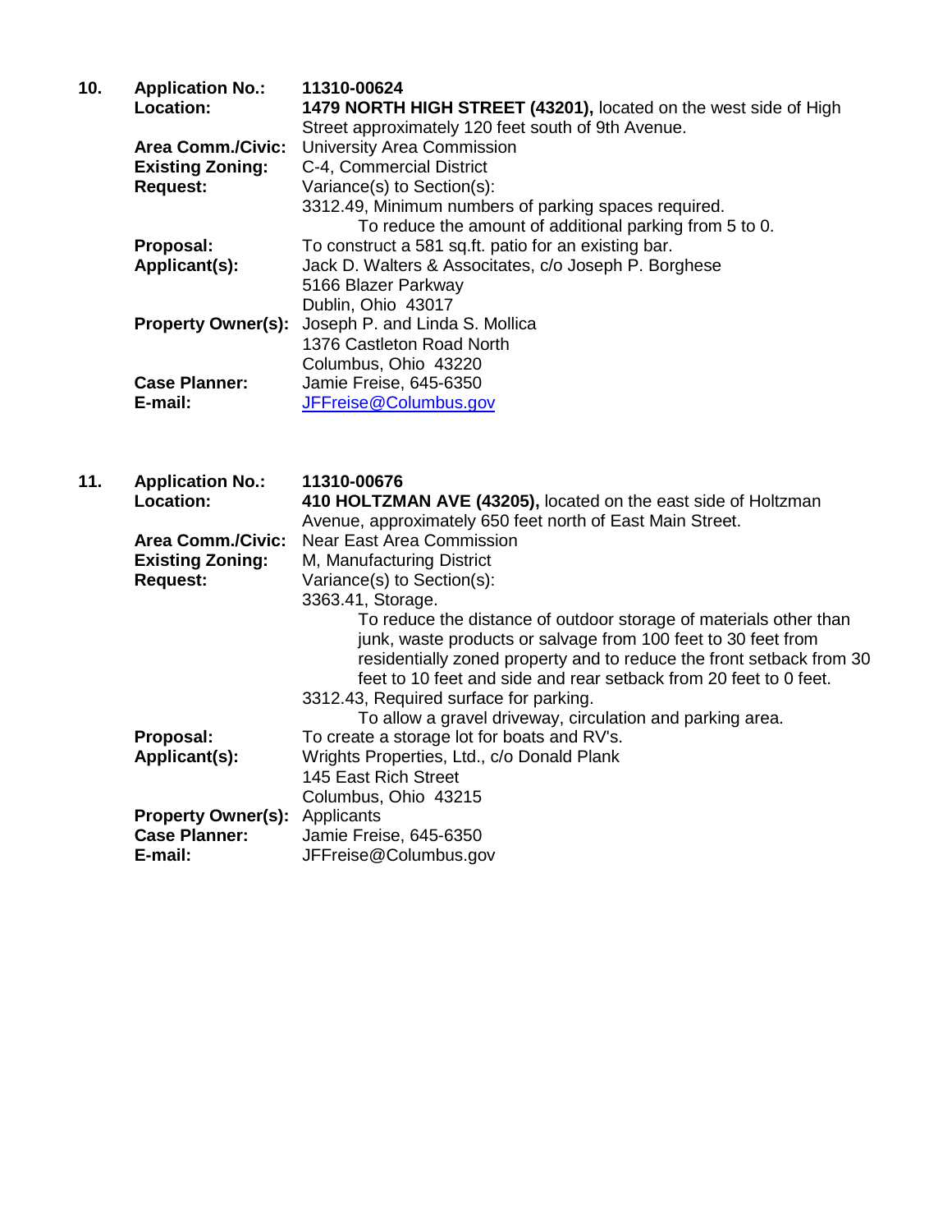**10. Application No.:** **11310-00624**

**Location:** **1479 NORTH HIGH STREET (43201),** located on the west side of High Street approximately 120 feet south of 9th Avenue.

**Area Comm./Civic:** University Area Commission

**Existing Zoning:** C-4, Commercial District

**Request:** Variance(s) to Section(s):

3312.49, Minimum numbers of parking spaces required.

To reduce the amount of additional parking from 5 to 0.

**Proposal:** To construct a 581 sq.ft. patio for an existing bar.

**Applicant(s):** Jack D. Walters & Associtates, c/o Joseph P. Borghese
5166 Blazer Parkway
Dublin, Ohio 43017

**Property Owner(s):** Joseph P. and Linda S. Mollica
1376 Castleton Road North
Columbus, Ohio 43220

**Case Planner:** Jamie Freise, 645-6350

**E-mail:** JFFreise@Columbus.gov

**11. Application No.:** **11310-00676**

**Location:** **410 HOLTZMAN AVE (43205),** located on the east side of Holtzman Avenue, approximately 650 feet north of East Main Street.

**Area Comm./Civic:** Near East Area Commission

**Existing Zoning:** M, Manufacturing District

**Request:** Variance(s) to Section(s):

3363.41, Storage.

To reduce the distance of outdoor storage of materials other than junk, waste products or salvage from 100 feet to 30 feet from residentially zoned property and to reduce the front setback from 30 feet to 10 feet and side and rear setback from 20 feet to 0 feet.

3312.43, Required surface for parking.

To allow a gravel driveway, circulation and parking area.

**Proposal:** To create a storage lot for boats and RV's.

**Applicant(s):** Wrights Properties, Ltd., c/o Donald Plank
145 East Rich Street
Columbus, Ohio 43215

**Property Owner(s):** Applicants

**Case Planner:** Jamie Freise, 645-6350

**E-mail:** JFFreise@Columbus.gov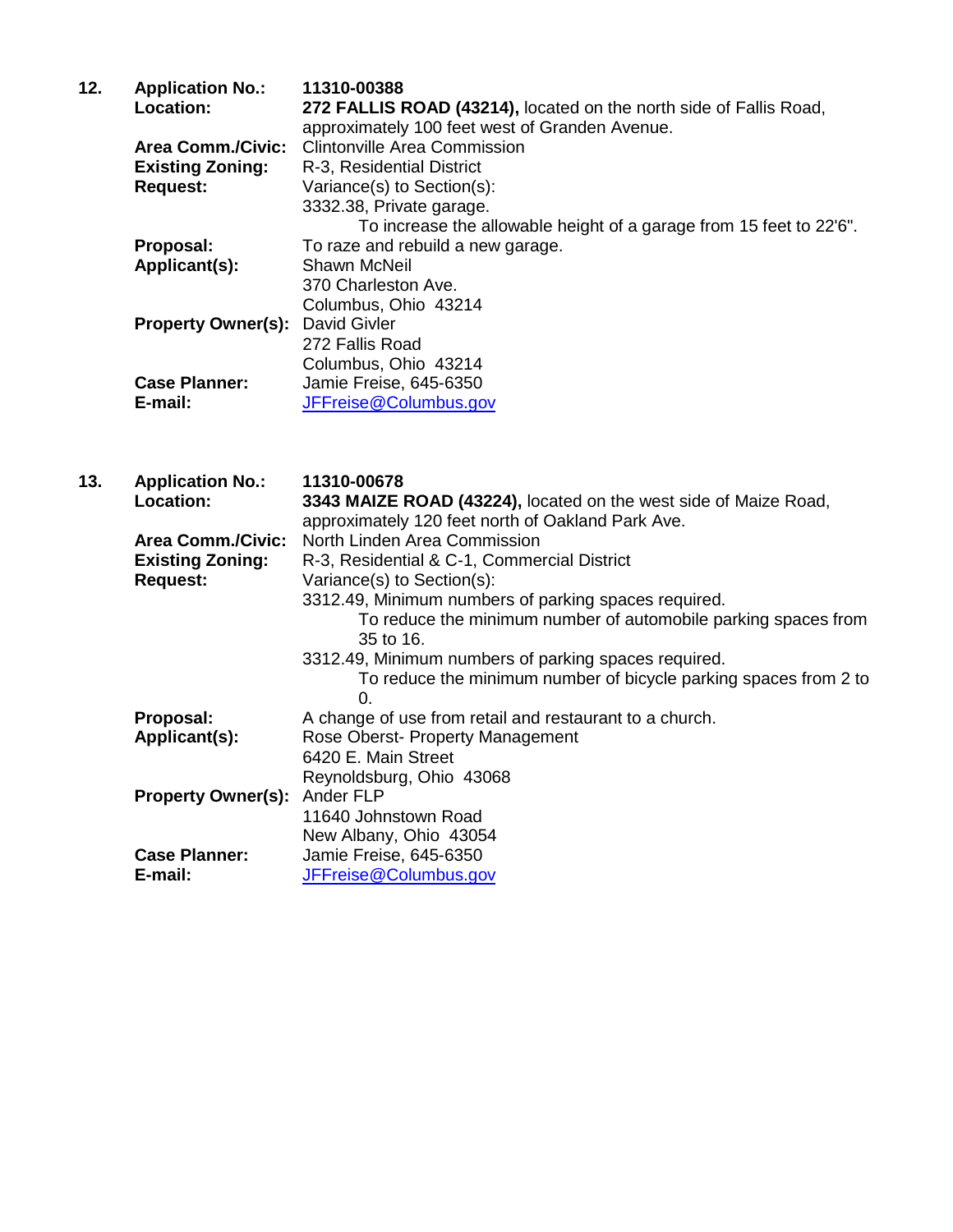**12.** **Application No.:** **11310-00388**

**Location:** **272 FALLIS ROAD (43214),** located on the north side of Fallis Road, approximately 100 feet west of Granden Avenue.

**Area Comm./Civic:** Clintonville Area Commission

**Existing Zoning:** R-3, Residential District

**Request:** Variance(s) to Section(s):

3332.38, Private garage.

To increase the allowable height of a garage from 15 feet to 22'6".

**Proposal:** To raze and rebuild a new garage.

**Applicant(s):** Shawn McNeil
370 Charleston Ave.
Columbus, Ohio 43214

**Property Owner(s):** David Givler
272 Fallis Road
Columbus, Ohio 43214

**Case Planner:** Jamie Freise, 645-6350

**E-mail:** JFFreise@Columbus.gov

**13.** **Application No.:** **11310-00678**

**Location:** **3343 MAIZE ROAD (43224),** located on the west side of Maize Road, approximately 120 feet north of Oakland Park Ave.

**Area Comm./Civic:** North Linden Area Commission

**Existing Zoning:** R-3, Residential & C-1, Commercial District

**Request:** Variance(s) to Section(s):

3312.49, Minimum numbers of parking spaces required.

To reduce the minimum number of automobile parking spaces from 35 to 16.

3312.49, Minimum numbers of parking spaces required.

To reduce the minimum number of bicycle parking spaces from 2 to 0.

**Proposal:** A change of use from retail and restaurant to a church.

**Applicant(s):** Rose Oberst- Property Management
6420 E. Main Street
Reynoldsburg, Ohio 43068

**Property Owner(s):** Ander FLP
11640 Johnstown Road
New Albany, Ohio 43054

**Case Planner:** Jamie Freise, 645-6350

**E-mail:** JFFreise@Columbus.gov